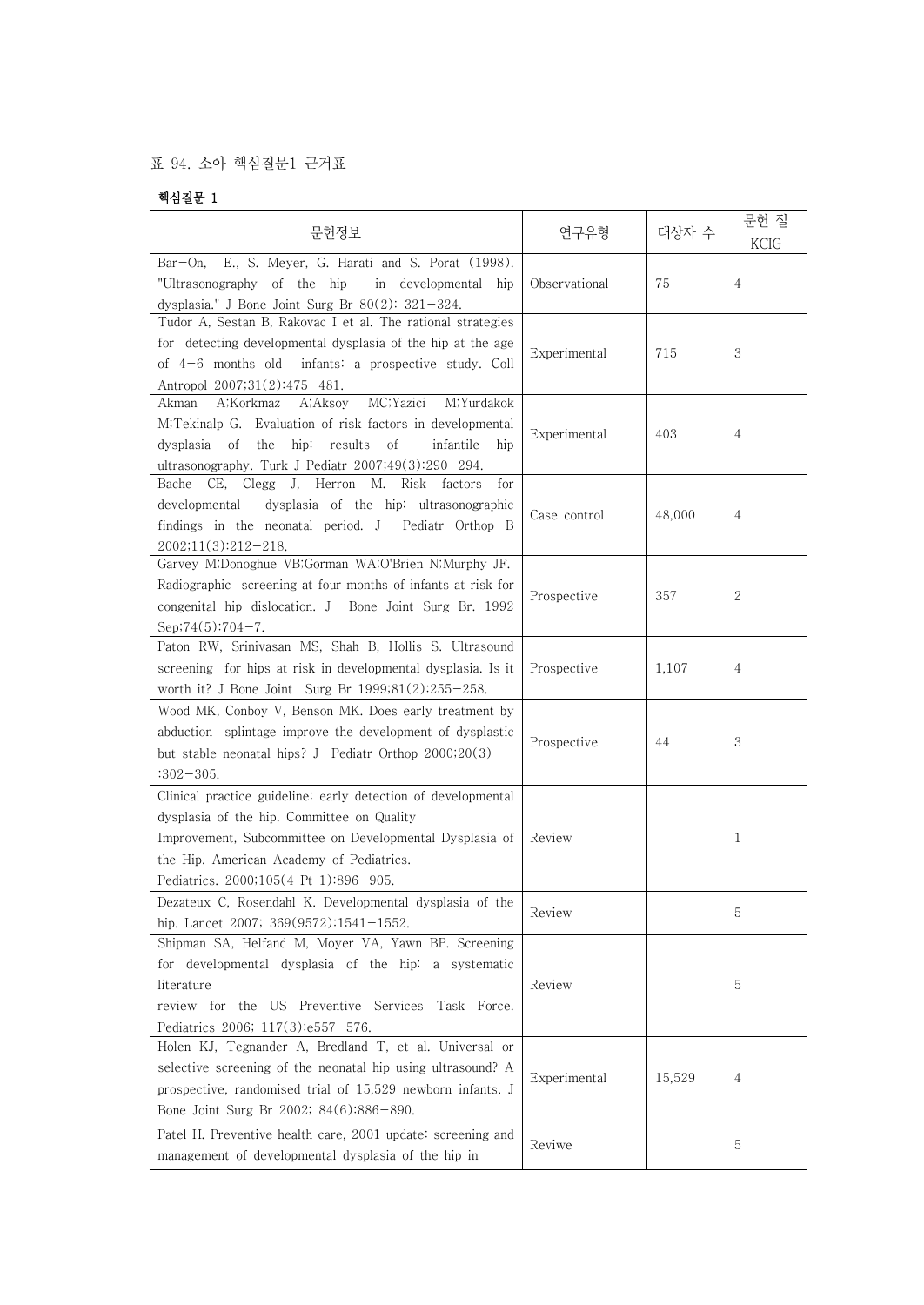표 94. 소아 핵심질문1 근거표

**핵심질문 1**

| 문헌정보 | 연구유형 | 대상자 수 | 문헌 질 KCIG |
|---|---|---|---|
| Bar-On, E., S. Meyer, G. Harati and S. Porat (1998). "Ultrasonography of the hip in developmental hip dysplasia." J Bone Joint Surg Br 80(2): 321-324. | Observational | 75 | 4 |
| Tudor A, Sestan B, Rakovac I et al. The rational strategies for detecting developmental dysplasia of the hip at the age of 4-6 months old infants: a prospective study. Coll Antropol 2007;31(2):475-481. | Experimental | 715 | 3 |
| Akman A;Korkmaz A;Aksoy MC;Yazici M;Yurdakok M;Tekinalp G. Evaluation of risk factors in developmental dysplasia of the hip: results of infantile hip ultrasonography. Turk J Pediatr 2007;49(3):290-294. | Experimental | 403 | 4 |
| Bache CE, Clegg J, Herron M. Risk factors for developmental dysplasia of the hip: ultrasonographic findings in the neonatal period. J Pediatr Orthop B 2002;11(3):212-218. | Case control | 48,000 | 4 |
| Garvey M;Donoghue VB;Gorman WA;O'Brien N;Murphy JF. Radiographic screening at four months of infants at risk for congenital hip dislocation. J Bone Joint Surg Br. 1992 Sep;74(5):704-7. | Prospective | 357 | 2 |
| Paton RW, Srinivasan MS, Shah B, Hollis S. Ultrasound screening for hips at risk in developmental dysplasia. Is it worth it? J Bone Joint Surg Br 1999;81(2):255-258. | Prospective | 1,107 | 4 |
| Wood MK, Conboy V, Benson MK. Does early treatment by abduction splintage improve the development of dysplastic but stable neonatal hips? J Pediatr Orthop 2000;20(3):302-305. | Prospective | 44 | 3 |
| Clinical practice guideline: early detection of developmental dysplasia of the hip. Committee on Quality Improvement, Subcommittee on Developmental Dysplasia of the Hip. American Academy of Pediatrics. Pediatrics. 2000;105(4 Pt 1):896-905. | Review | | 1 |
| Dezateux C, Rosendahl K. Developmental dysplasia of the hip. Lancet 2007; 369(9572):1541-1552. | Review | | 5 |
| Shipman SA, Helfand M, Moyer VA, Yawn BP. Screening for developmental dysplasia of the hip: a systematic literature review for the US Preventive Services Task Force. Pediatrics 2006; 117(3):e557-576. | Review | | 5 |
| Holen KJ, Tegnander A, Bredland T, et al. Universal or selective screening of the neonatal hip using ultrasound? A prospective, randomised trial of 15,529 newborn infants. J Bone Joint Surg Br 2002; 84(6):886-890. | Experimental | 15,529 | 4 |
| Patel H. Preventive health care, 2001 update: screening and management of developmental dysplasia of the hip in | Reviwe | | 5 |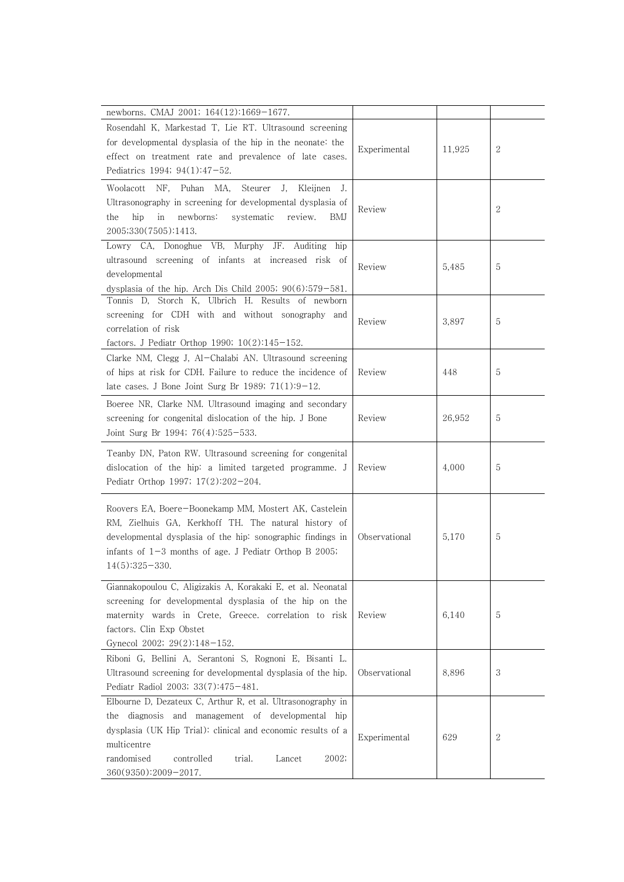| | | | |
|---|---|---|---|
| newborns. CMAJ 2001; 164(12):1669−1677. | | | |
| Rosendahl K, Markestad T, Lie RT. Ultrasound screening for developmental dysplasia of the hip in the neonate: the effect on treatment rate and prevalence of late cases. Pediatrics 1994; 94(1):47−52. | Experimental | 11,925 | 2 |
| Woolacott NF, Puhan MA, Steurer J, Kleijnen J. Ultrasonography in screening for developmental dysplasia of the hip in newborns: systematic review. BMJ 2005;330(7505):1413. | Review | | 2 |
| Lowry CA, Donoghue VB, Murphy JF. Auditing hip ultrasound screening of infants at increased risk of developmental dysplasia of the hip. Arch Dis Child 2005; 90(6):579−581. | Review | 5,485 | 5 |
| Tonnis D, Storch K, Ulbrich H. Results of newborn screening for CDH with and without sonography and correlation of risk factors. J Pediatr Orthop 1990; 10(2):145−152. | Review | 3,897 | 5 |
| Clarke NM, Clegg J, Al−Chalabi AN. Ultrasound screening of hips at risk for CDH. Failure to reduce the incidence of late cases. J Bone Joint Surg Br 1989; 71(1):9−12. | Review | 448 | 5 |
| Boeree NR, Clarke NM. Ultrasound imaging and secondary screening for congenital dislocation of the hip. J Bone Joint Surg Br 1994; 76(4):525−533. | Review | 26,952 | 5 |
| Teanby DN, Paton RW. Ultrasound screening for congenital dislocation of the hip: a limited targeted programme. J Pediatr Orthop 1997; 17(2):202−204. | Review | 4,000 | 5 |
| Roovers EA, Boere−Boonekamp MM, Mostert AK, Castelein RM, Zielhuis GA, Kerkhoff TH. The natural history of developmental dysplasia of the hip: sonographic findings in infants of 1−3 months of age. J Pediatr Orthop B 2005; 14(5):325−330. | Observational | 5,170 | 5 |
| Giannakopoulou C, Aligizakis A, Korakaki E, et al. Neonatal screening for developmental dysplasia of the hip on the maternity wards in Crete, Greece. correlation to risk factors. Clin Exp Obstet Gynecol 2002; 29(2):148−152. | Review | 6,140 | 5 |
| Riboni G, Bellini A, Serantoni S, Rognoni E, Bisanti L. Ultrasound screening for developmental dysplasia of the hip. Pediatr Radiol 2003; 33(7):475−481. | Observational | 8,896 | 3 |
| Elbourne D, Dezateux C, Arthur R, et al. Ultrasonography in the diagnosis and management of developmental hip dysplasia (UK Hip Trial): clinical and economic results of a multicentre randomised controlled trial. Lancet 2002; 360(9350):2009−2017. | Experimental | 629 | 2 |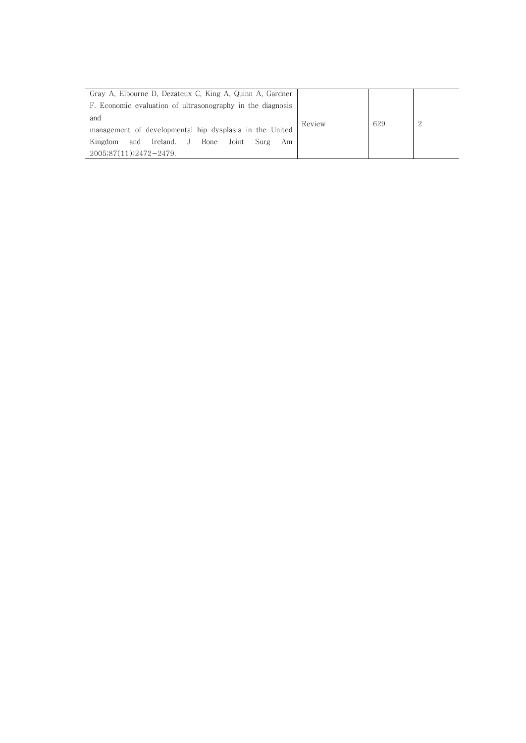| | | | |
|---|---|---|---|
| Gray A, Elbourne D, Dezateux C, King A, Quinn A, Gardner F. Economic evaluation of ultrasonography in the diagnosis and management of developmental hip dysplasia in the United Kingdom and Ireland. J Bone Joint Surg Am 2005;87(11):2472–2479. | Review | 629 | 2 |